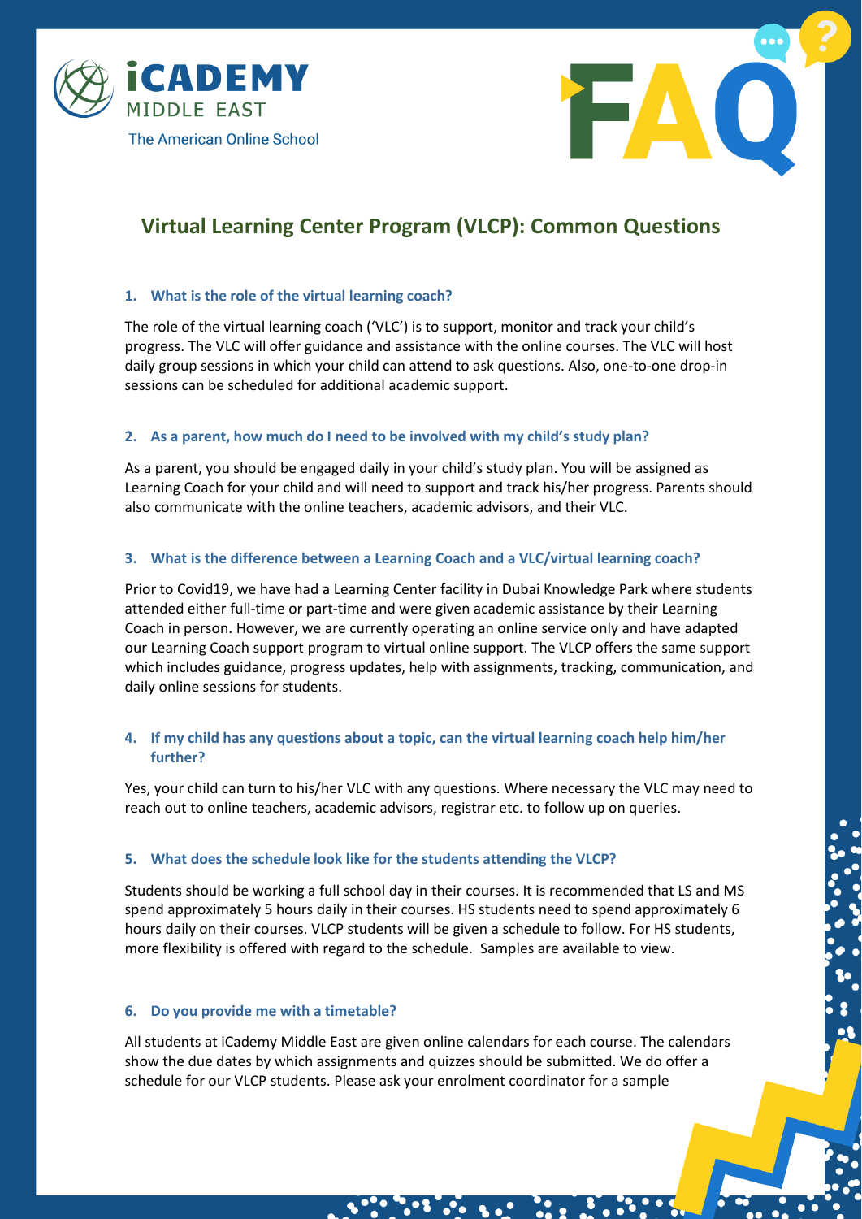iCADEMY MIDDLE EAST
The American Online School

FAQ

# Virtual Learning Center Program (VLCP): Common Questions

### 1. What is the role of the virtual learning coach?

The role of the virtual learning coach ('VLC') is to support, monitor and track your child's progress. The VLC will offer guidance and assistance with the online courses. The VLC will host daily group sessions in which your child can attend to ask questions. Also, one-to-one drop-in sessions can be scheduled for additional academic support.

### 2. As a parent, how much do I need to be involved with my child's study plan?

As a parent, you should be engaged daily in your child's study plan. You will be assigned as Learning Coach for your child and will need to support and track his/her progress. Parents should also communicate with the online teachers, academic advisors, and their VLC.

### 3. What is the difference between a Learning Coach and a VLC/virtual learning coach?

Prior to Covid19, we have had a Learning Center facility in Dubai Knowledge Park where students attended either full-time or part-time and were given academic assistance by their Learning Coach in person. However, we are currently operating an online service only and have adapted our Learning Coach support program to virtual online support. The VLCP offers the same support which includes guidance, progress updates, help with assignments, tracking, communication, and daily online sessions for students.

### 4. If my child has any questions about a topic, can the virtual learning coach help him/her further?

Yes, your child can turn to his/her VLC with any questions. Where necessary the VLC may need to reach out to online teachers, academic advisors, registrar etc. to follow up on queries.

### 5. What does the schedule look like for the students attending the VLCP?

Students should be working a full school day in their courses. It is recommended that LS and MS spend approximately 5 hours daily in their courses. HS students need to spend approximately 6 hours daily on their courses. VLCP students will be given a schedule to follow. For HS students, more flexibility is offered with regard to the schedule. Samples are available to view.

### 6. Do you provide me with a timetable?

All students at iCademy Middle East are given online calendars for each course. The calendars show the due dates by which assignments and quizzes should be submitted. We do offer a schedule for our VLCP students. Please ask your enrolment coordinator for a sample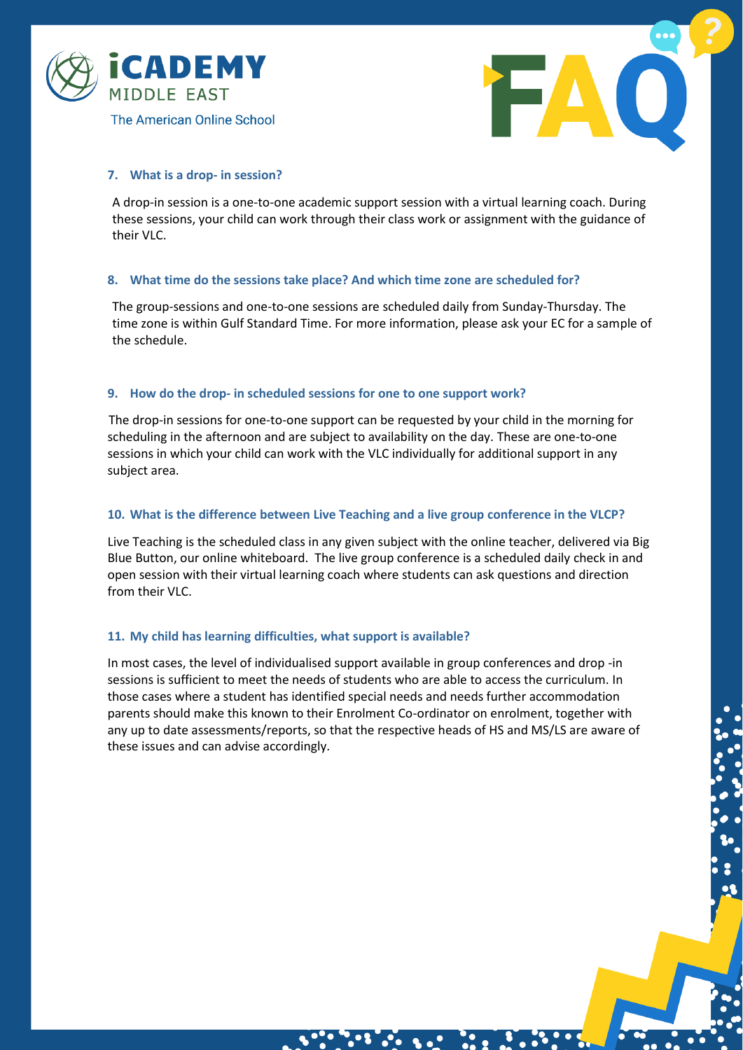iCADEMY MIDDLE EAST

The American Online School

# FAQ

### 7. What is a drop- in session?

A drop-in session is a one-to-one academic support session with a virtual learning coach. During these sessions, your child can work through their class work or assignment with the guidance of their VLC.

### 8. What time do the sessions take place? And which time zone are scheduled for?

The group-sessions and one-to-one sessions are scheduled daily from Sunday-Thursday. The time zone is within Gulf Standard Time. For more information, please ask your EC for a sample of the schedule.

### 9. How do the drop- in scheduled sessions for one to one support work?

The drop-in sessions for one-to-one support can be requested by your child in the morning for scheduling in the afternoon and are subject to availability on the day. These are one-to-one sessions in which your child can work with the VLC individually for additional support in any subject area.

### 10. What is the difference between Live Teaching and a live group conference in the VLCP?

Live Teaching is the scheduled class in any given subject with the online teacher, delivered via Big Blue Button, our online whiteboard. The live group conference is a scheduled daily check in and open session with their virtual learning coach where students can ask questions and direction from their VLC.

### 11. My child has learning difficulties, what support is available?

In most cases, the level of individualised support available in group conferences and drop -in sessions is sufficient to meet the needs of students who are able to access the curriculum. In those cases where a student has identified special needs and needs further accommodation parents should make this known to their Enrolment Co-ordinator on enrolment, together with any up to date assessments/reports, so that the respective heads of HS and MS/LS are aware of these issues and can advise accordingly.